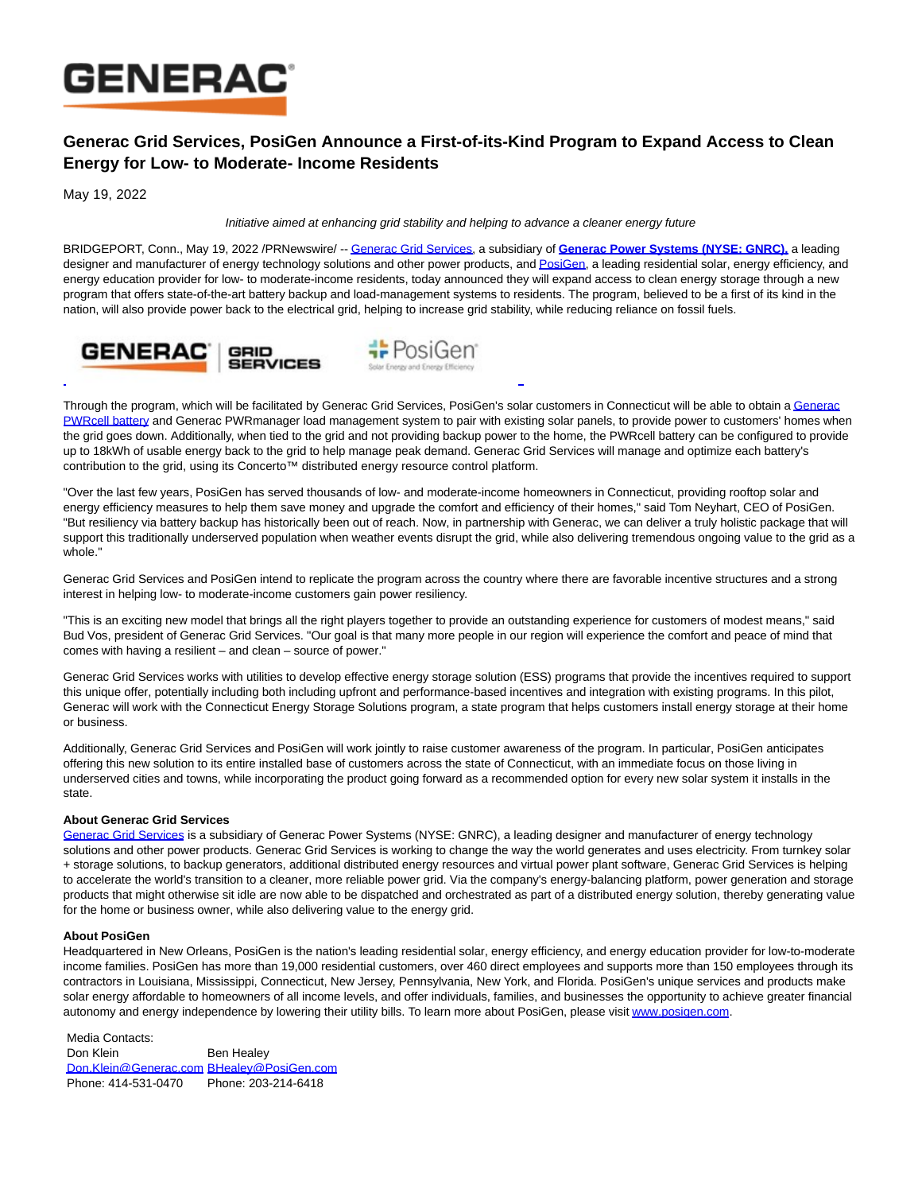# Generac Grid Services, PosiGen Announce a First-of-its-Kind Program to Expand Access to Clean Energy for Low- to Moderate- Income Residents

May 19, 2022

*Initiative aimed at enhancing grid stability and helping to advance a cleaner energy future*

BRIDGEPORT, Conn., May 19, 2022 /PRNewswire/ -- Generac Grid Services, a subsidiary of **Generac Power Systems (NYSE: GNRC),** a leading designer and manufacturer of energy technology solutions and other power products, and PosiGen, a leading residential solar, energy efficiency, and energy education provider for low- to moderate-income residents, today announced they will expand access to clean energy storage through a new program that offers state-of-the-art battery backup and load-management systems to residents. The program, believed to be a first of its kind in the nation, will also provide power back to the electrical grid, helping to increase grid stability, while reducing reliance on fossil fuels.

Through the program, which will be facilitated by Generac Grid Services, PosiGen's solar customers in Connecticut will be able to obtain a Generac PWRcell battery and Generac PWRmanager load management system to pair with existing solar panels, to provide power to customers' homes when the grid goes down. Additionally, when tied to the grid and not providing backup power to the home, the PWRcell battery can be configured to provide up to 18kWh of usable energy back to the grid to help manage peak demand. Generac Grid Services will manage and optimize each battery's contribution to the grid, using its Concerto™ distributed energy resource control platform.

"Over the last few years, PosiGen has served thousands of low- and moderate-income homeowners in Connecticut, providing rooftop solar and energy efficiency measures to help them save money and upgrade the comfort and efficiency of their homes," said Tom Neyhart, CEO of PosiGen. "But resiliency via battery backup has historically been out of reach. Now, in partnership with Generac, we can deliver a truly holistic package that will support this traditionally underserved population when weather events disrupt the grid, while also delivering tremendous ongoing value to the grid as a whole."

Generac Grid Services and PosiGen intend to replicate the program across the country where there are favorable incentive structures and a strong interest in helping low- to moderate-income customers gain power resiliency.

"This is an exciting new model that brings all the right players together to provide an outstanding experience for customers of modest means," said Bud Vos, president of Generac Grid Services. "Our goal is that many more people in our region will experience the comfort and peace of mind that comes with having a resilient – and clean – source of power."

Generac Grid Services works with utilities to develop effective energy storage solution (ESS) programs that provide the incentives required to support this unique offer, potentially including both including upfront and performance-based incentives and integration with existing programs. In this pilot, Generac will work with the Connecticut Energy Storage Solutions program, a state program that helps customers install energy storage at their home or business.

Additionally, Generac Grid Services and PosiGen will work jointly to raise customer awareness of the program. In particular, PosiGen anticipates offering this new solution to its entire installed base of customers across the state of Connecticut, with an immediate focus on those living in underserved cities and towns, while incorporating the product going forward as a recommended option for every new solar system it installs in the state.

**About Generac Grid Services**

Generac Grid Services is a subsidiary of Generac Power Systems (NYSE: GNRC), a leading designer and manufacturer of energy technology solutions and other power products. Generac Grid Services is working to change the way the world generates and uses electricity. From turnkey solar + storage solutions, to backup generators, additional distributed energy resources and virtual power plant software, Generac Grid Services is helping to accelerate the world's transition to a cleaner, more reliable power grid. Via the company's energy-balancing platform, power generation and storage products that might otherwise sit idle are now able to be dispatched and orchestrated as part of a distributed energy solution, thereby generating value for the home or business owner, while also delivering value to the energy grid.

**About PosiGen**

Headquartered in New Orleans, PosiGen is the nation's leading residential solar, energy efficiency, and energy education provider for low-to-moderate income families. PosiGen has more than 19,000 residential customers, over 460 direct employees and supports more than 150 employees through its contractors in Louisiana, Mississippi, Connecticut, New Jersey, Pennsylvania, New York, and Florida. PosiGen's unique services and products make solar energy affordable to homeowners of all income levels, and offer individuals, families, and businesses the opportunity to achieve greater financial autonomy and energy independence by lowering their utility bills. To learn more about PosiGen, please visit www.posigen.com.

Media Contacts:

| Don Klein | Ben Healey |
|---|---|
| Don.Klein@Generac.com | BHealey@PosiGen.com |
| Phone: 414-531-0470 | Phone: 203-214-6418 |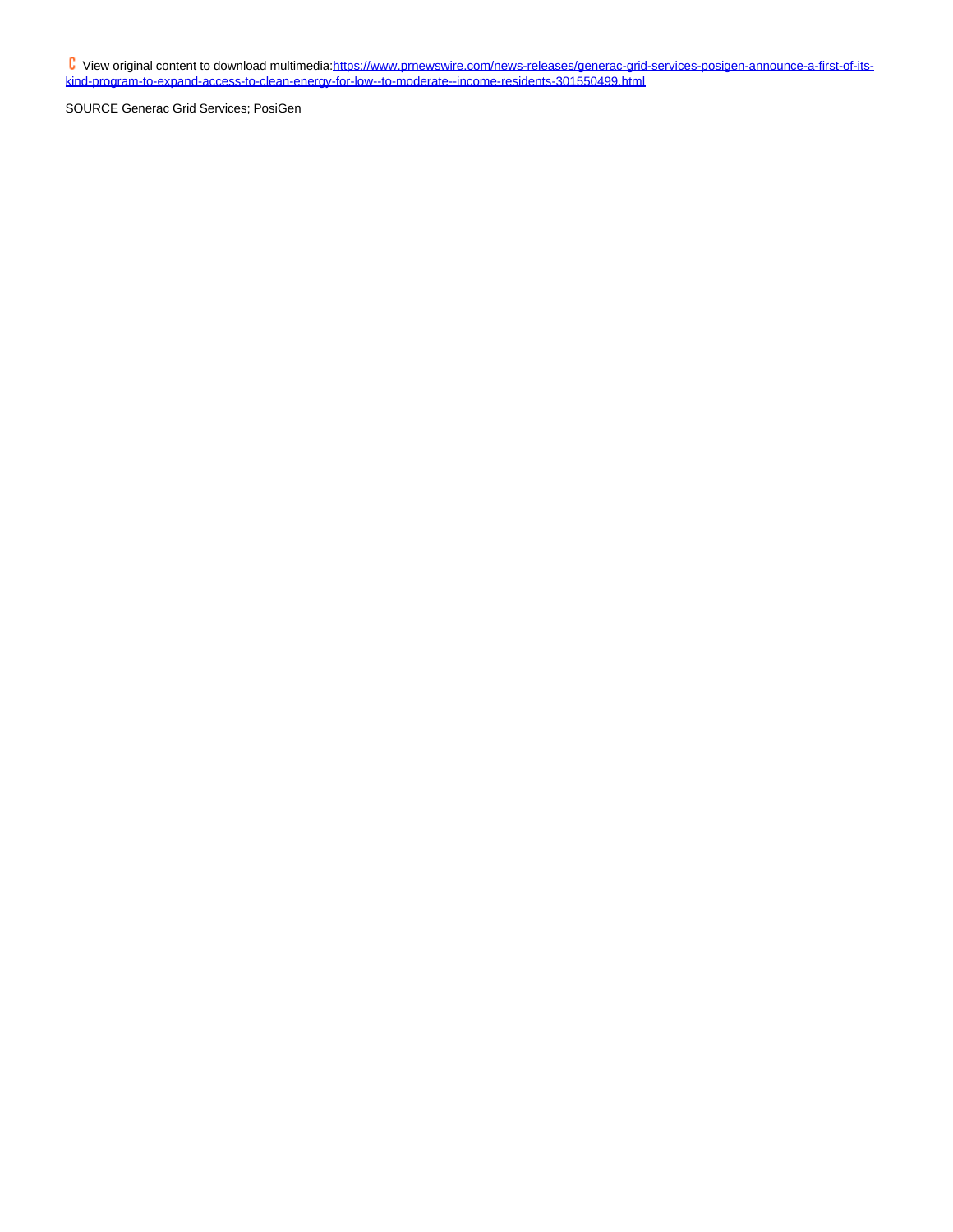View original content to download multimedia:https://www.prnewswire.com/news-releases/generac-grid-services-posigen-announce-a-first-of-its-kind-program-to-expand-access-to-clean-energy-for-low--to-moderate--income-residents-301550499.html

SOURCE Generac Grid Services; PosiGen